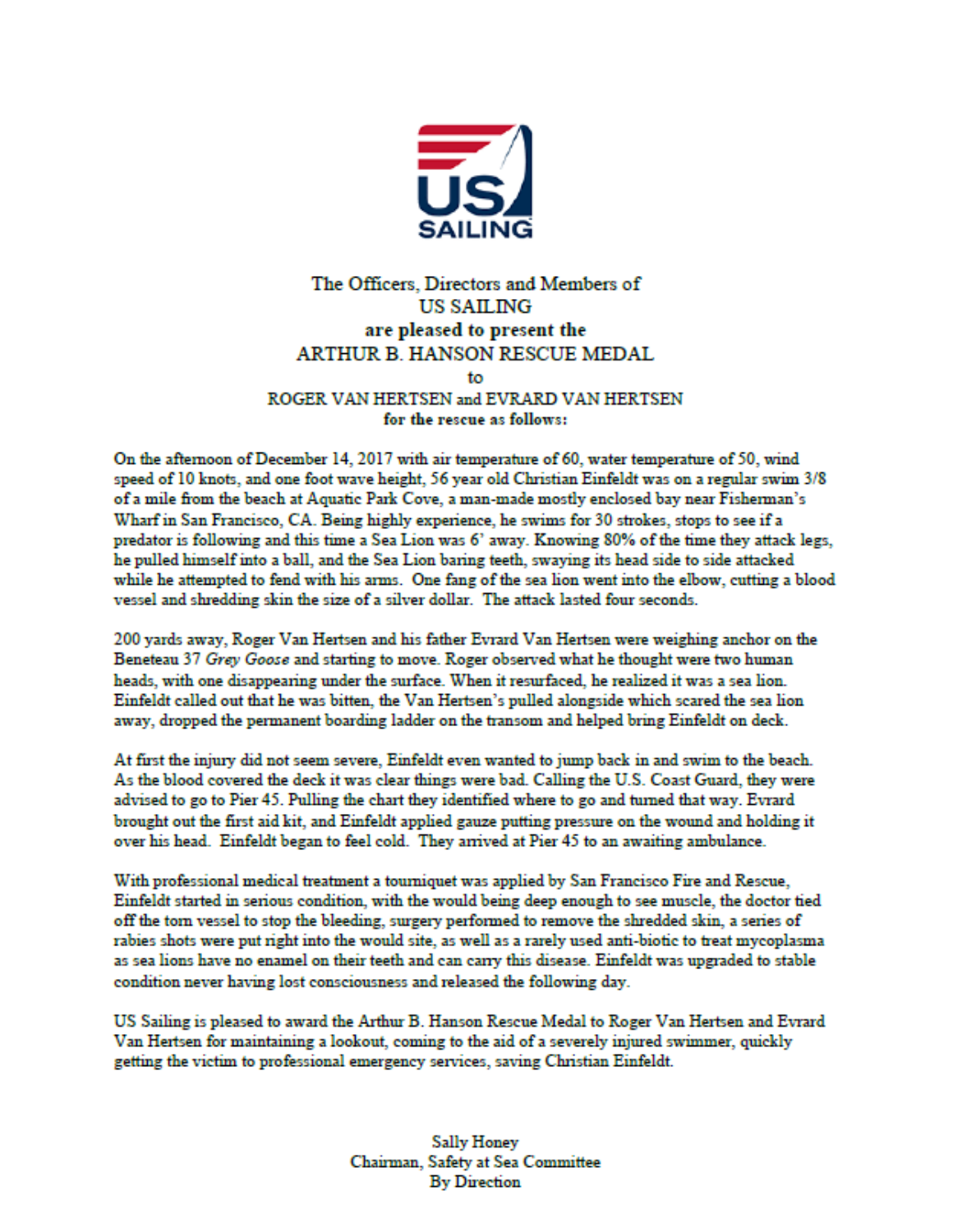US SAILING

The Officers, Directors and Members of
US SAILING
**are pleased to present the**
ARTHUR B. HANSON RESCUE MEDAL
to
ROGER VAN HERTSEN and EVRARD VAN HERTSEN
**for the rescue as follows:**

On the afternoon of December 14, 2017 with air temperature of 60, water temperature of 50, wind speed of 10 knots, and one foot wave height, 56 year old Christian Einfeldt was on a regular swim 3/8 of a mile from the beach at Aquatic Park Cove, a man-made mostly enclosed bay near Fisherman's Wharf in San Francisco, CA. Being highly experience, he swims for 30 strokes, stops to see if a predator is following and this time a Sea Lion was 6' away. Knowing 80% of the time they attack legs, he pulled himself into a ball, and the Sea Lion baring teeth, swaying its head side to side attacked while he attempted to fend with his arms. One fang of the sea lion went into the elbow, cutting a blood vessel and shredding skin the size of a silver dollar. The attack lasted four seconds.

200 yards away, Roger Van Hertsen and his father Evrard Van Hertsen were weighing anchor on the Beneteau 37 *Grey Goose* and starting to move. Roger observed what he thought were two human heads, with one disappearing under the surface. When it resurfaced, he realized it was a sea lion. Einfeldt called out that he was bitten, the Van Hertsen's pulled alongside which scared the sea lion away, dropped the permanent boarding ladder on the transom and helped bring Einfeldt on deck.

At first the injury did not seem severe, Einfeldt even wanted to jump back in and swim to the beach. As the blood covered the deck it was clear things were bad. Calling the U.S. Coast Guard, they were advised to go to Pier 45. Pulling the chart they identified where to go and turned that way. Evrard brought out the first aid kit, and Einfeldt applied gauze putting pressure on the wound and holding it over his head. Einfeldt began to feel cold. They arrived at Pier 45 to an awaiting ambulance.

With professional medical treatment a tourniquet was applied by San Francisco Fire and Rescue, Einfeldt started in serious condition, with the would being deep enough to see muscle, the doctor tied off the torn vessel to stop the bleeding, surgery performed to remove the shredded skin, a series of rabies shots were put right into the would site, as well as a rarely used anti-biotic to treat mycoplasma as sea lions have no enamel on their teeth and can carry this disease. Einfeldt was upgraded to stable condition never having lost consciousness and released the following day.

US Sailing is pleased to award the Arthur B. Hanson Rescue Medal to Roger Van Hertsen and Evrard Van Hertsen for maintaining a lookout, coming to the aid of a severely injured swimmer, quickly getting the victim to professional emergency services, saving Christian Einfeldt.

Sally Honey
Chairman, Safety at Sea Committee
By Direction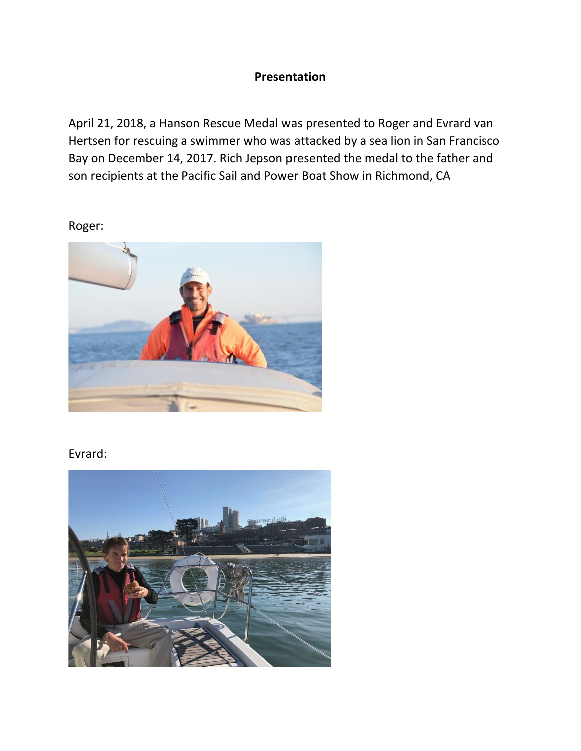**Presentation**

April 21, 2018, a Hanson Rescue Medal was presented to Roger and Evrard van Hertsen for rescuing a swimmer who was attacked by a sea lion in San Francisco Bay on December 14, 2017. Rich Jepson presented the medal to the father and son recipients at the Pacific Sail and Power Boat Show in Richmond, CA

Roger:

Evrard: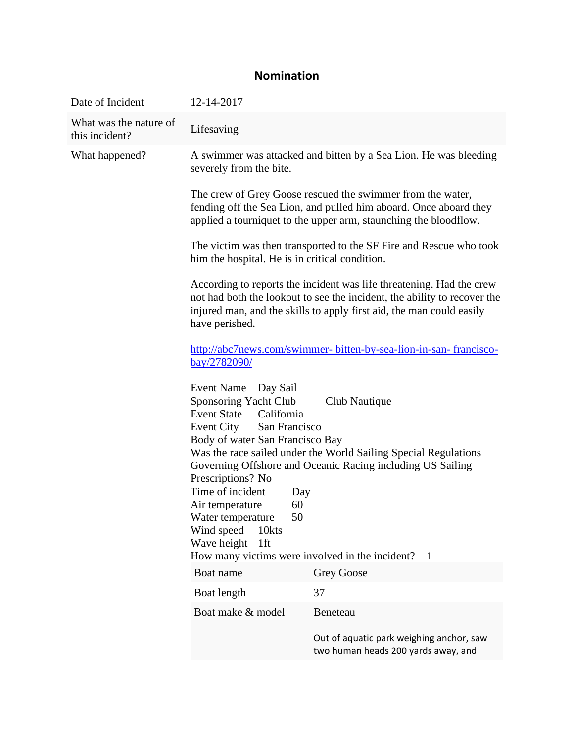# Nomination

| Date of Incident | 12-14-2017 |
|---|---|
| What was the nature of this incident? | Lifesaving |
| What happened? | A swimmer was attacked and bitten by a Sea Lion. He was bleeding severely from the bite.<br><br>The crew of Grey Goose rescued the swimmer from the water, fending off the Sea Lion, and pulled him aboard. Once aboard they applied a tourniquet to the upper arm, staunching the bloodflow.<br><br>The victim was then transported to the SF Fire and Rescue who took him the hospital. He is in critical condition.<br><br>According to reports the incident was life threatening. Had the crew not had both the lookout to see the incident, the ability to recover the injured man, and the skills to apply first aid, the man could easily have perished.<br><br>[http://abc7news.com/swimmer- bitten-by-sea-lion-in-san- francisco-bay/2782090/](http://abc7news.com/swimmer-bitten-by-sea-lion-in-san-francisco-bay/2782090/) |

Event Name Day Sail
Sponsoring Yacht Club Club Nautique
Event State California
Event City San Francisco
Body of water San Francisco Bay
Was the race sailed under the World Sailing Special Regulations Governing Offshore and Oceanic Racing including US Sailing Prescriptions? No
Time of incident Day
Air temperature 60
Water temperature 50
Wind speed 10kts
Wave height 1ft
How many victims were involved in the incident? 1

| Boat name | Grey Goose |
|---|---|
| Boat length | 37 |
| Boat make & model | Beneteau<br><br>Out of aquatic park weighing anchor, saw two human heads 200 yards away, and |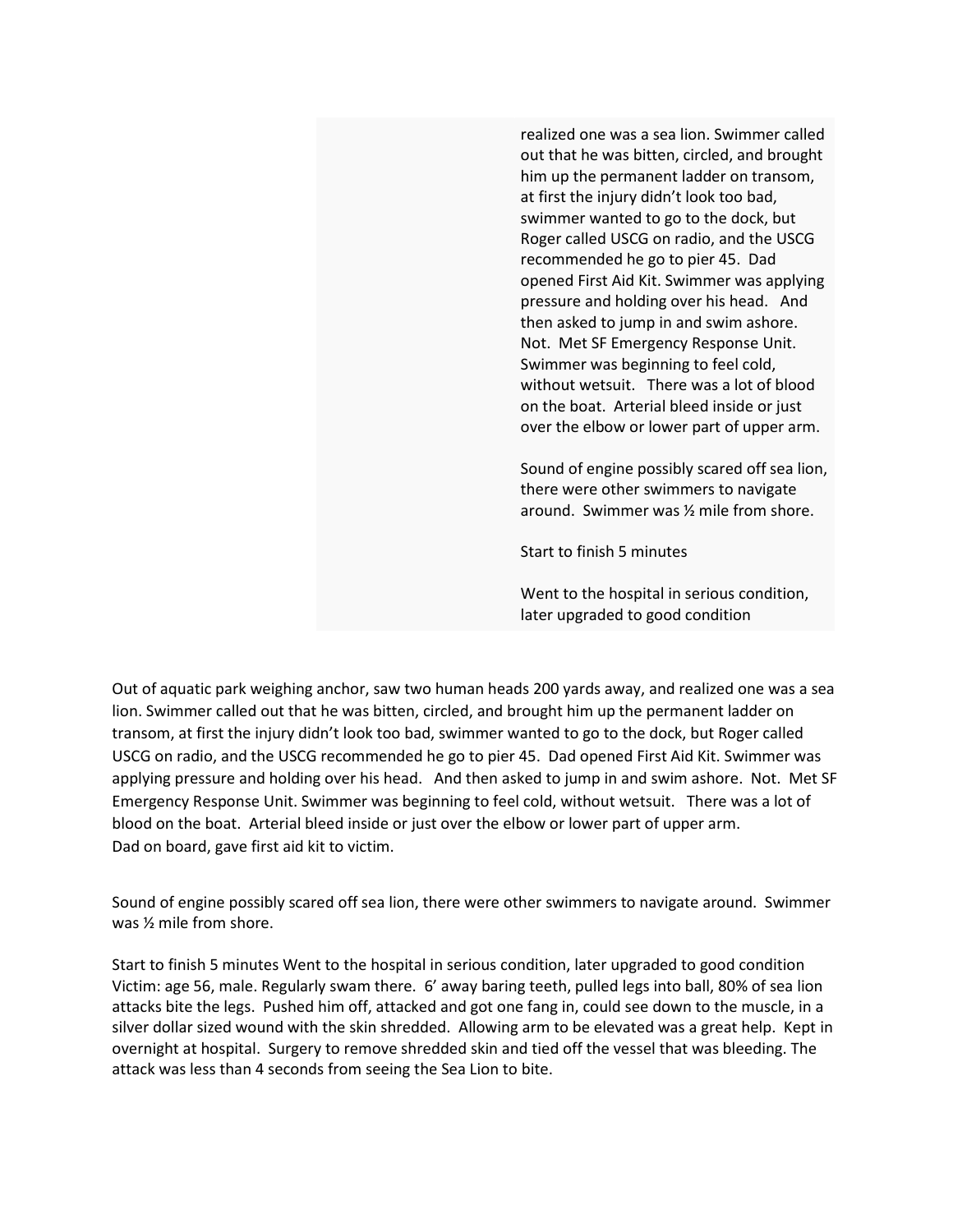realized one was a sea lion. Swimmer called out that he was bitten, circled, and brought him up the permanent ladder on transom, at first the injury didn't look too bad, swimmer wanted to go to the dock, but Roger called USCG on radio, and the USCG recommended he go to pier 45. Dad opened First Aid Kit. Swimmer was applying pressure and holding over his head. And then asked to jump in and swim ashore. Not. Met SF Emergency Response Unit. Swimmer was beginning to feel cold, without wetsuit. There was a lot of blood on the boat. Arterial bleed inside or just over the elbow or lower part of upper arm.

Sound of engine possibly scared off sea lion, there were other swimmers to navigate around. Swimmer was ½ mile from shore.

Start to finish 5 minutes

Went to the hospital in serious condition, later upgraded to good condition

Out of aquatic park weighing anchor, saw two human heads 200 yards away, and realized one was a sea lion. Swimmer called out that he was bitten, circled, and brought him up the permanent ladder on transom, at first the injury didn't look too bad, swimmer wanted to go to the dock, but Roger called USCG on radio, and the USCG recommended he go to pier 45. Dad opened First Aid Kit. Swimmer was applying pressure and holding over his head. And then asked to jump in and swim ashore. Not. Met SF Emergency Response Unit. Swimmer was beginning to feel cold, without wetsuit. There was a lot of blood on the boat. Arterial bleed inside or just over the elbow or lower part of upper arm.
Dad on board, gave first aid kit to victim.

Sound of engine possibly scared off sea lion, there were other swimmers to navigate around. Swimmer was ½ mile from shore.

Start to finish 5 minutes Went to the hospital in serious condition, later upgraded to good condition
Victim: age 56, male. Regularly swam there. 6' away baring teeth, pulled legs into ball, 80% of sea lion attacks bite the legs. Pushed him off, attacked and got one fang in, could see down to the muscle, in a silver dollar sized wound with the skin shredded. Allowing arm to be elevated was a great help. Kept in overnight at hospital. Surgery to remove shredded skin and tied off the vessel that was bleeding. The attack was less than 4 seconds from seeing the Sea Lion to bite.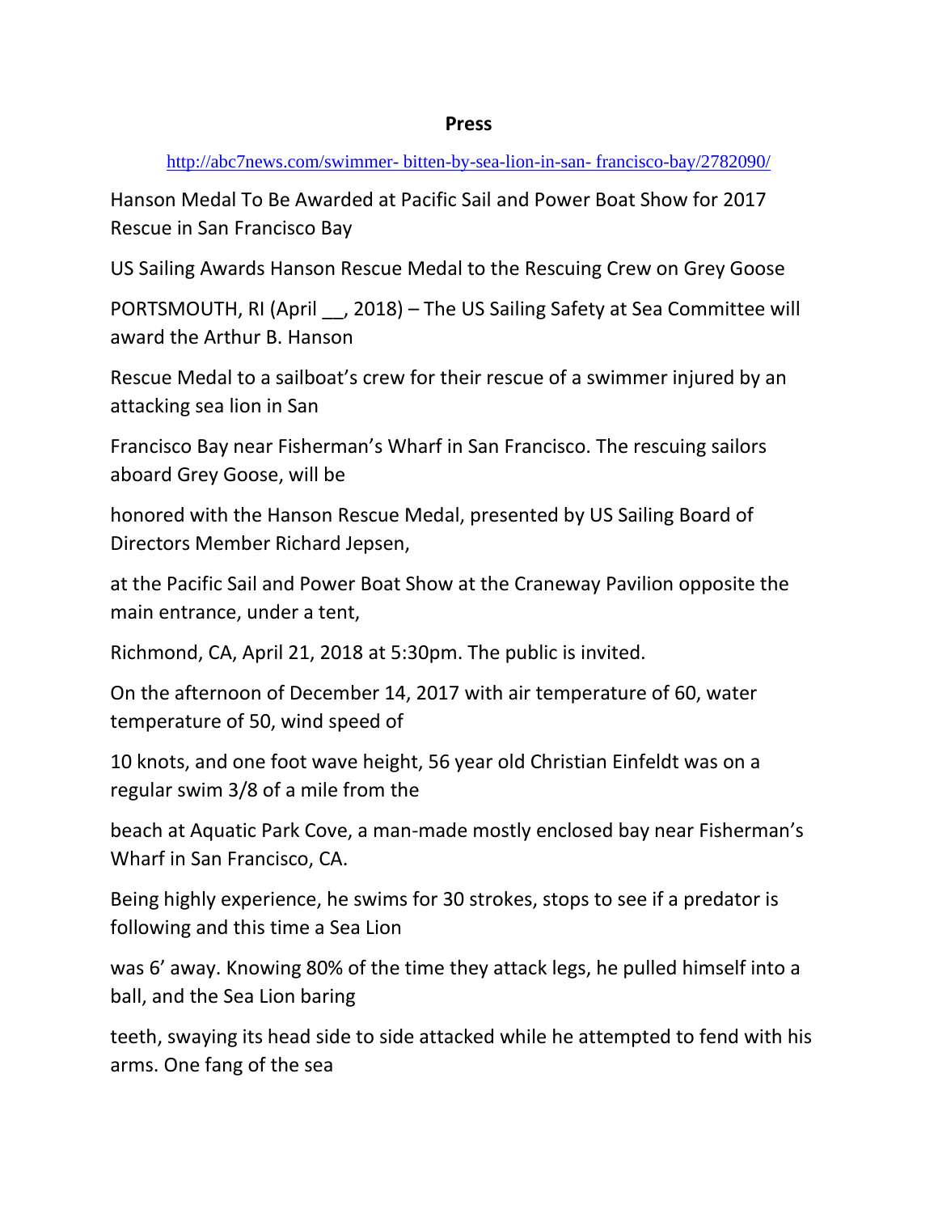**Press**

http://abc7news.com/swimmer- bitten-by-sea-lion-in-san- francisco-bay/2782090/

Hanson Medal To Be Awarded at Pacific Sail and Power Boat Show for 2017 Rescue in San Francisco Bay

US Sailing Awards Hanson Rescue Medal to the Rescuing Crew on Grey Goose

PORTSMOUTH, RI (April __, 2018) – The US Sailing Safety at Sea Committee will award the Arthur B. Hanson

Rescue Medal to a sailboat's crew for their rescue of a swimmer injured by an attacking sea lion in San

Francisco Bay near Fisherman's Wharf in San Francisco. The rescuing sailors aboard Grey Goose, will be

honored with the Hanson Rescue Medal, presented by US Sailing Board of Directors Member Richard Jepsen,

at the Pacific Sail and Power Boat Show at the Craneway Pavilion opposite the main entrance, under a tent,

Richmond, CA, April 21, 2018 at 5:30pm. The public is invited.

On the afternoon of December 14, 2017 with air temperature of 60, water temperature of 50, wind speed of

10 knots, and one foot wave height, 56 year old Christian Einfeldt was on a regular swim 3/8 of a mile from the

beach at Aquatic Park Cove, a man-made mostly enclosed bay near Fisherman's Wharf in San Francisco, CA.

Being highly experience, he swims for 30 strokes, stops to see if a predator is following and this time a Sea Lion

was 6' away. Knowing 80% of the time they attack legs, he pulled himself into a ball, and the Sea Lion baring

teeth, swaying its head side to side attacked while he attempted to fend with his arms. One fang of the sea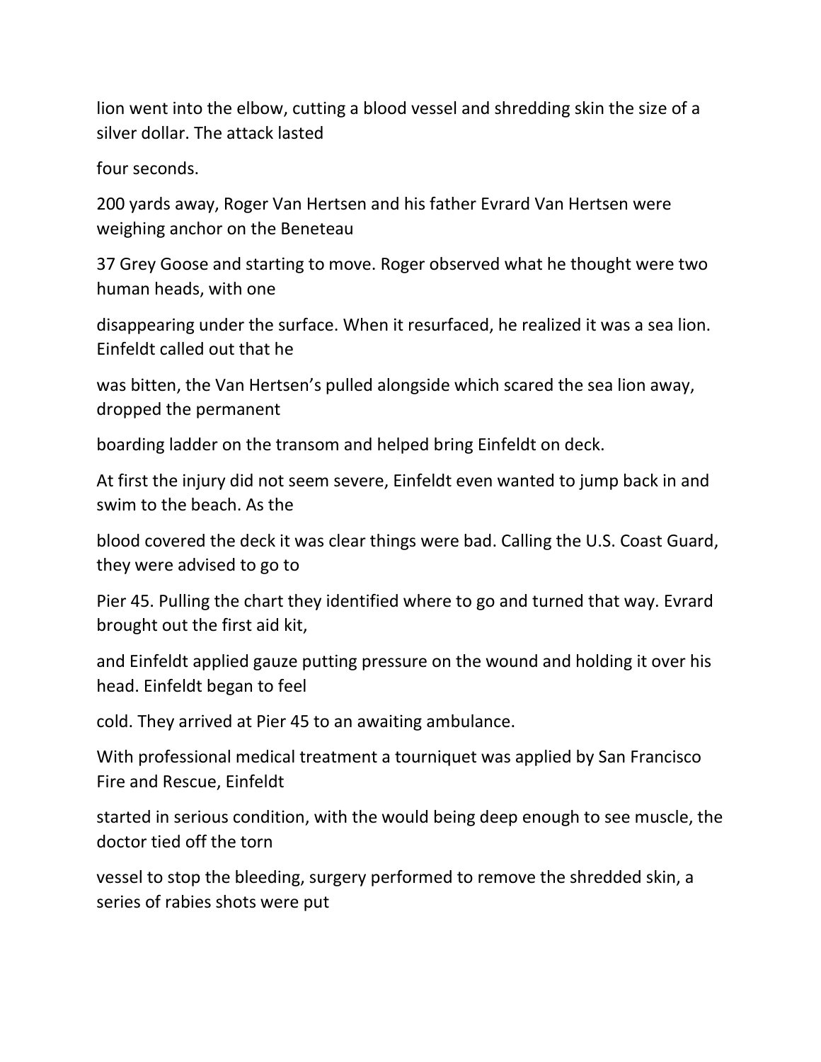lion went into the elbow, cutting a blood vessel and shredding skin the size of a silver dollar. The attack lasted four seconds.

200 yards away, Roger Van Hertsen and his father Evrard Van Hertsen were weighing anchor on the Beneteau 37 Grey Goose and starting to move. Roger observed what he thought were two human heads, with one disappearing under the surface. When it resurfaced, he realized it was a sea lion. Einfeldt called out that he was bitten, the Van Hertsen's pulled alongside which scared the sea lion away, dropped the permanent boarding ladder on the transom and helped bring Einfeldt on deck.

At first the injury did not seem severe, Einfeldt even wanted to jump back in and swim to the beach. As the blood covered the deck it was clear things were bad. Calling the U.S. Coast Guard, they were advised to go to Pier 45. Pulling the chart they identified where to go and turned that way. Evrard brought out the first aid kit, and Einfeldt applied gauze putting pressure on the wound and holding it over his head. Einfeldt began to feel cold. They arrived at Pier 45 to an awaiting ambulance.

With professional medical treatment a tourniquet was applied by San Francisco Fire and Rescue, Einfeldt started in serious condition, with the would being deep enough to see muscle, the doctor tied off the torn vessel to stop the bleeding, surgery performed to remove the shredded skin, a series of rabies shots were put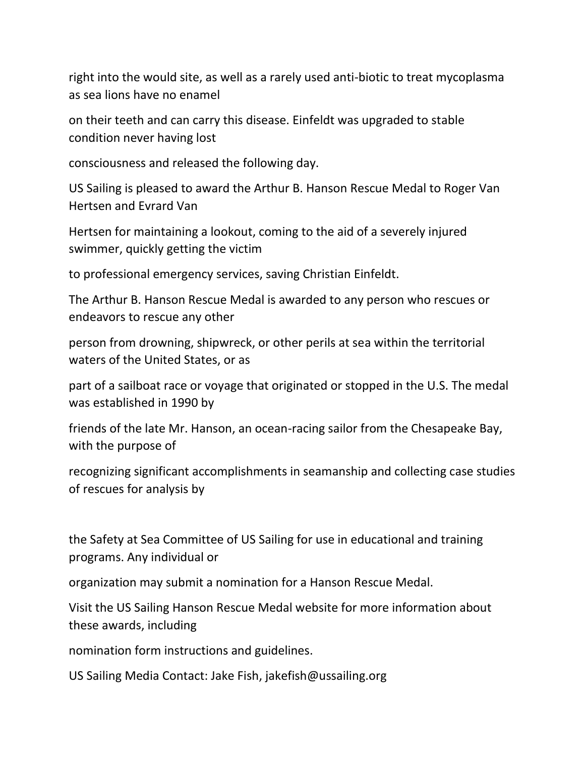right into the would site, as well as a rarely used anti-biotic to treat mycoplasma as sea lions have no enamel on their teeth and can carry this disease. Einfeldt was upgraded to stable condition never having lost consciousness and released the following day.

US Sailing is pleased to award the Arthur B. Hanson Rescue Medal to Roger Van Hertsen and Evrard Van Hertsen for maintaining a lookout, coming to the aid of a severely injured swimmer, quickly getting the victim to professional emergency services, saving Christian Einfeldt.

The Arthur B. Hanson Rescue Medal is awarded to any person who rescues or endeavors to rescue any other person from drowning, shipwreck, or other perils at sea within the territorial waters of the United States, or as part of a sailboat race or voyage that originated or stopped in the U.S. The medal was established in 1990 by friends of the late Mr. Hanson, an ocean-racing sailor from the Chesapeake Bay, with the purpose of recognizing significant accomplishments in seamanship and collecting case studies of rescues for analysis by the Safety at Sea Committee of US Sailing for use in educational and training programs. Any individual or organization may submit a nomination for a Hanson Rescue Medal.

Visit the US Sailing Hanson Rescue Medal website for more information about these awards, including nomination form instructions and guidelines.

US Sailing Media Contact: Jake Fish, jakefish@ussailing.org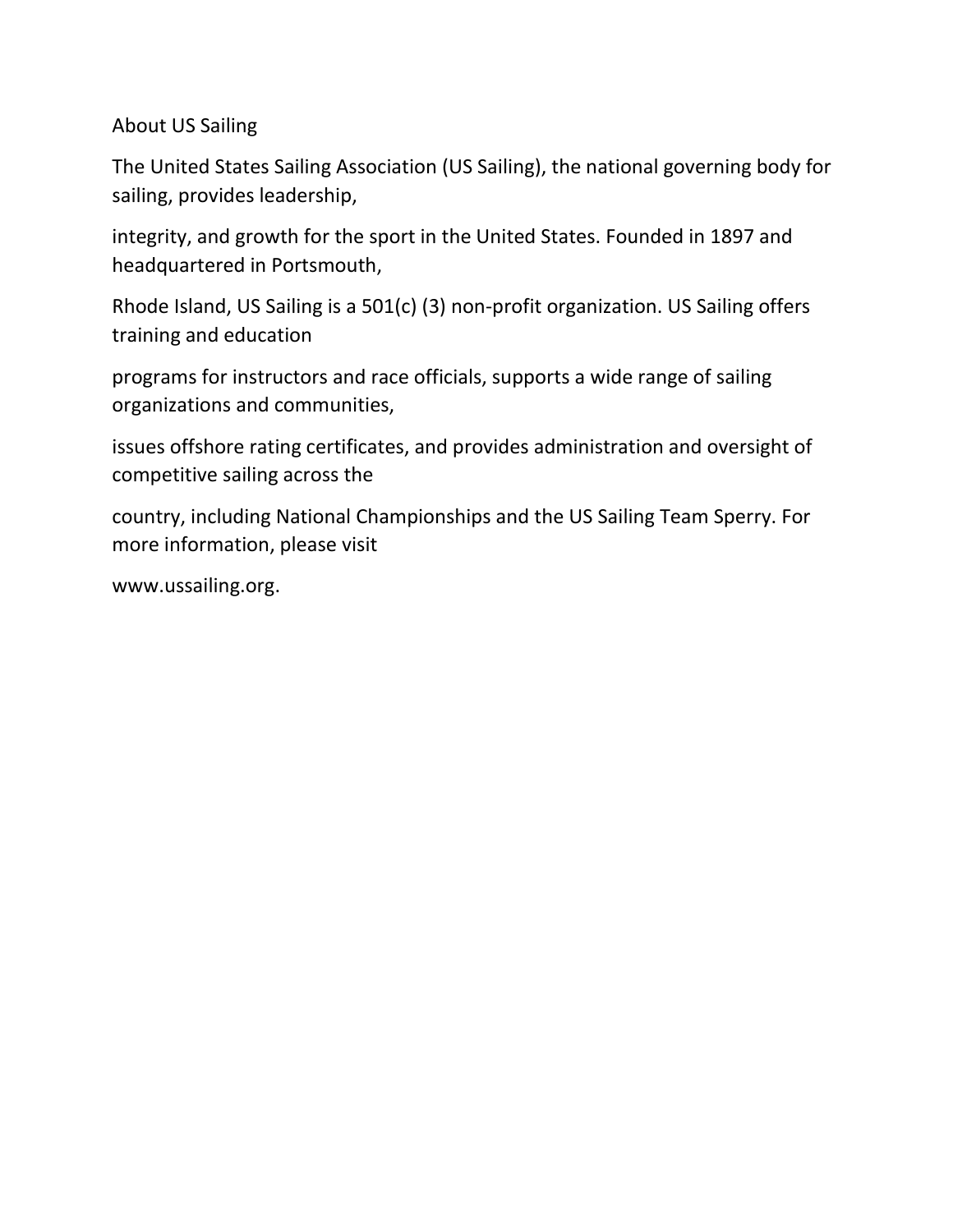## About US Sailing

The United States Sailing Association (US Sailing), the national governing body for sailing, provides leadership, integrity, and growth for the sport in the United States. Founded in 1897 and headquartered in Portsmouth, Rhode Island, US Sailing is a 501(c) (3) non-profit organization. US Sailing offers training and education programs for instructors and race officials, supports a wide range of sailing organizations and communities, issues offshore rating certificates, and provides administration and oversight of competitive sailing across the country, including National Championships and the US Sailing Team Sperry. For more information, please visit www.ussailing.org.